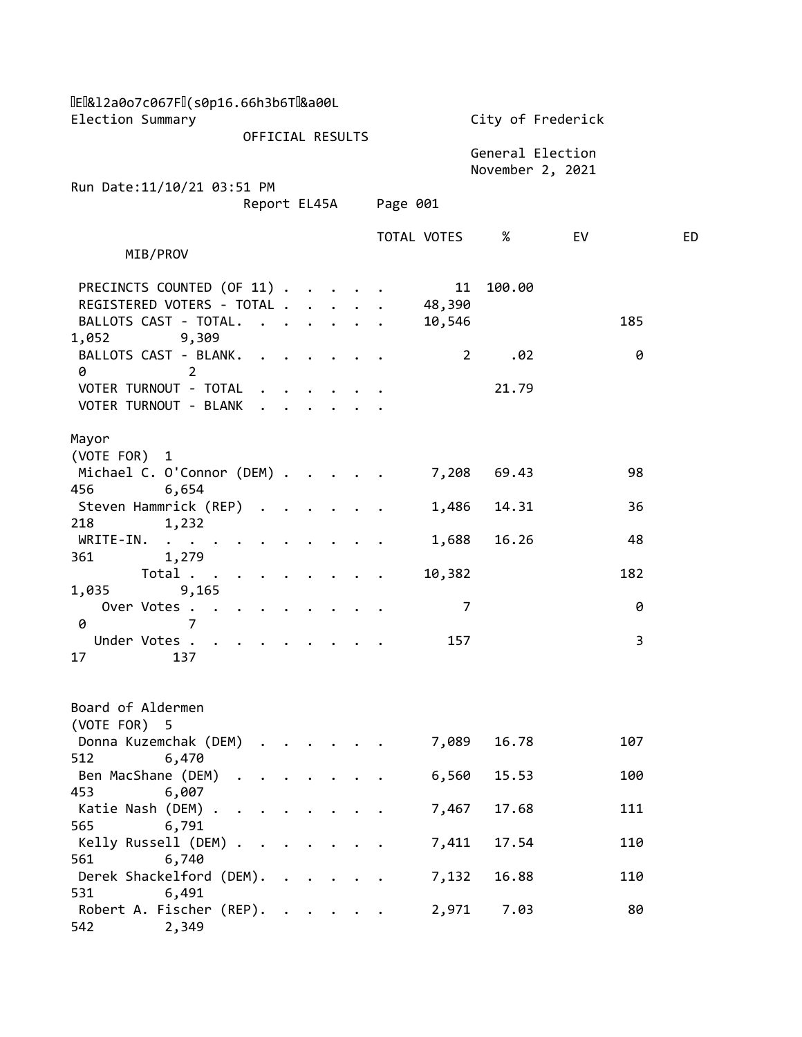E&l2a0o7c067F(s0p16.66h3b6T&a00L

Election Summary — City of Frederick

OFFICIAL RESULTS

General Election
November 2, 2021

Run Date:11/10/21 03:51 PM

Report EL45A    Page 001

| | TOTAL VOTES | % | EV | ED | MIB/PROV |
|---|---|---|---|---|---|
| PRECINCTS COUNTED (OF 11) | 11 | 100.00 | | | |
| REGISTERED VOTERS - TOTAL | 48,390 | | | | |
| BALLOTS CAST - TOTAL. | 10,546 | | 185 | 1,052 | 9,309 |
| BALLOTS CAST - BLANK. | 2 | .02 | 0 | 0 | 2 |
| VOTER TURNOUT - TOTAL | | 21.79 | | | |
| VOTER TURNOUT - BLANK | | | | | |

**Mayor**
(VOTE FOR) 1

| | TOTAL VOTES | % | EV | ED | MIB/PROV |
|---|---|---|---|---|---|
| Michael C. O'Connor (DEM) | 7,208 | 69.43 | 98 | 456 | 6,654 |
| Steven Hammrick (REP) | 1,486 | 14.31 | 36 | 218 | 1,232 |
| WRITE-IN. | 1,688 | 16.26 | 48 | 361 | 1,279 |
| Total | 10,382 | | 182 | 1,035 | 9,165 |
| Over Votes | 7 | | 0 | 0 | 7 |
| Under Votes | 157 | | 3 | 17 | 137 |

**Board of Aldermen**
(VOTE FOR) 5

| | TOTAL VOTES | % | EV | ED | MIB/PROV |
|---|---|---|---|---|---|
| Donna Kuzemchak (DEM) | 7,089 | 16.78 | 107 | 512 | 6,470 |
| Ben MacShane (DEM) | 6,560 | 15.53 | 100 | 453 | 6,007 |
| Katie Nash (DEM) | 7,467 | 17.68 | 111 | 565 | 6,791 |
| Kelly Russell (DEM) | 7,411 | 17.54 | 110 | 561 | 6,740 |
| Derek Shackelford (DEM). | 7,132 | 16.88 | 110 | 531 | 6,491 |
| Robert A. Fischer (REP). | 2,971 | 7.03 | 80 | 542 | 2,349 |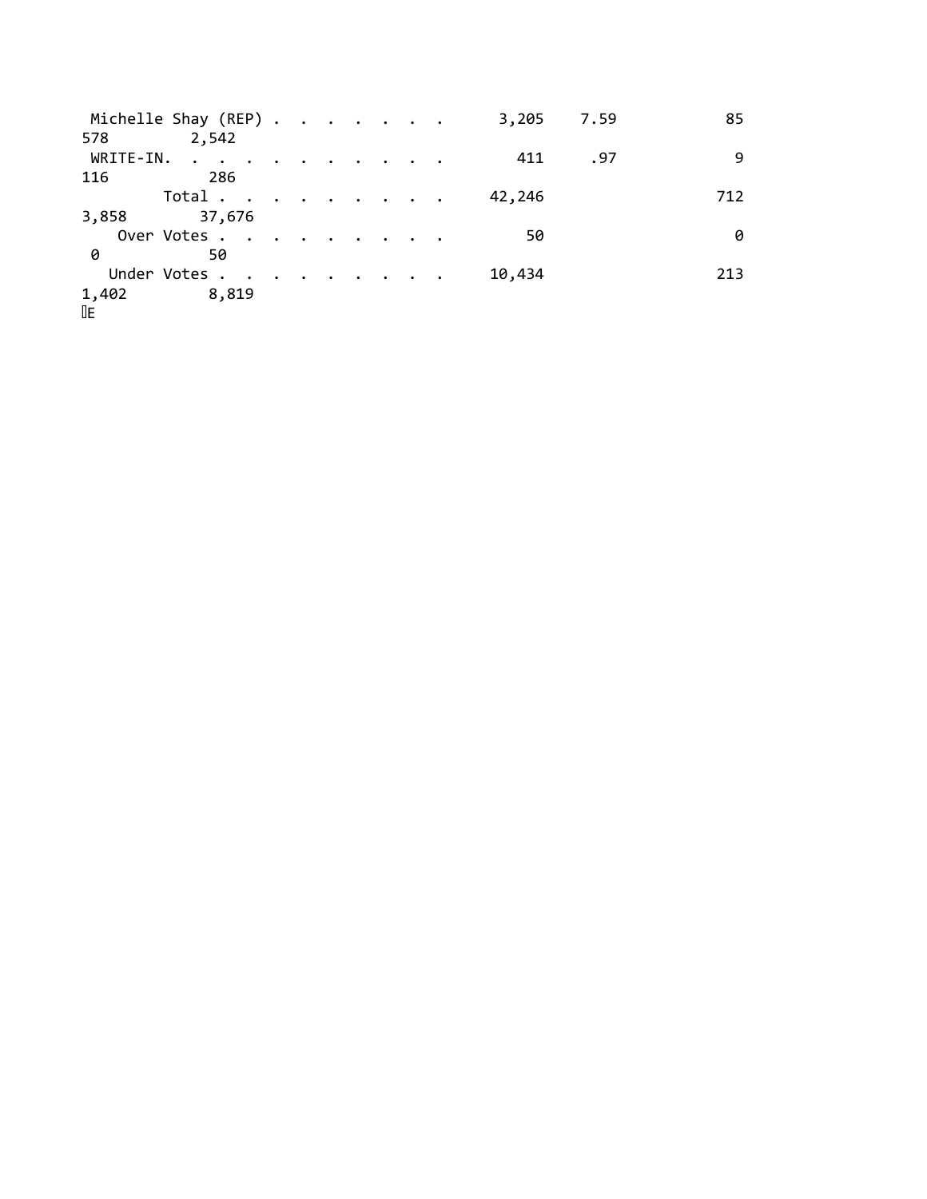| | | | | | |
|---|---|---|---|---|---|
| Michelle Shay (REP) . . . . . . . . | 3,205 | 7.59 | 85 | 578 | 2,542 |
| WRITE-IN. . . . . . . . . . . . | 411 | .97 | 9 | 116 | 286 |
| Total . . . . . . . . . . | 42,246 | | 712 | 3,858 | 37,676 |
| Over Votes . . . . . . . . . . | 50 | | 0 | 0 | 50 |
| Under Votes . . . . . . . . . . | 10,434 | | 213 | 1,402 | 8,819 |